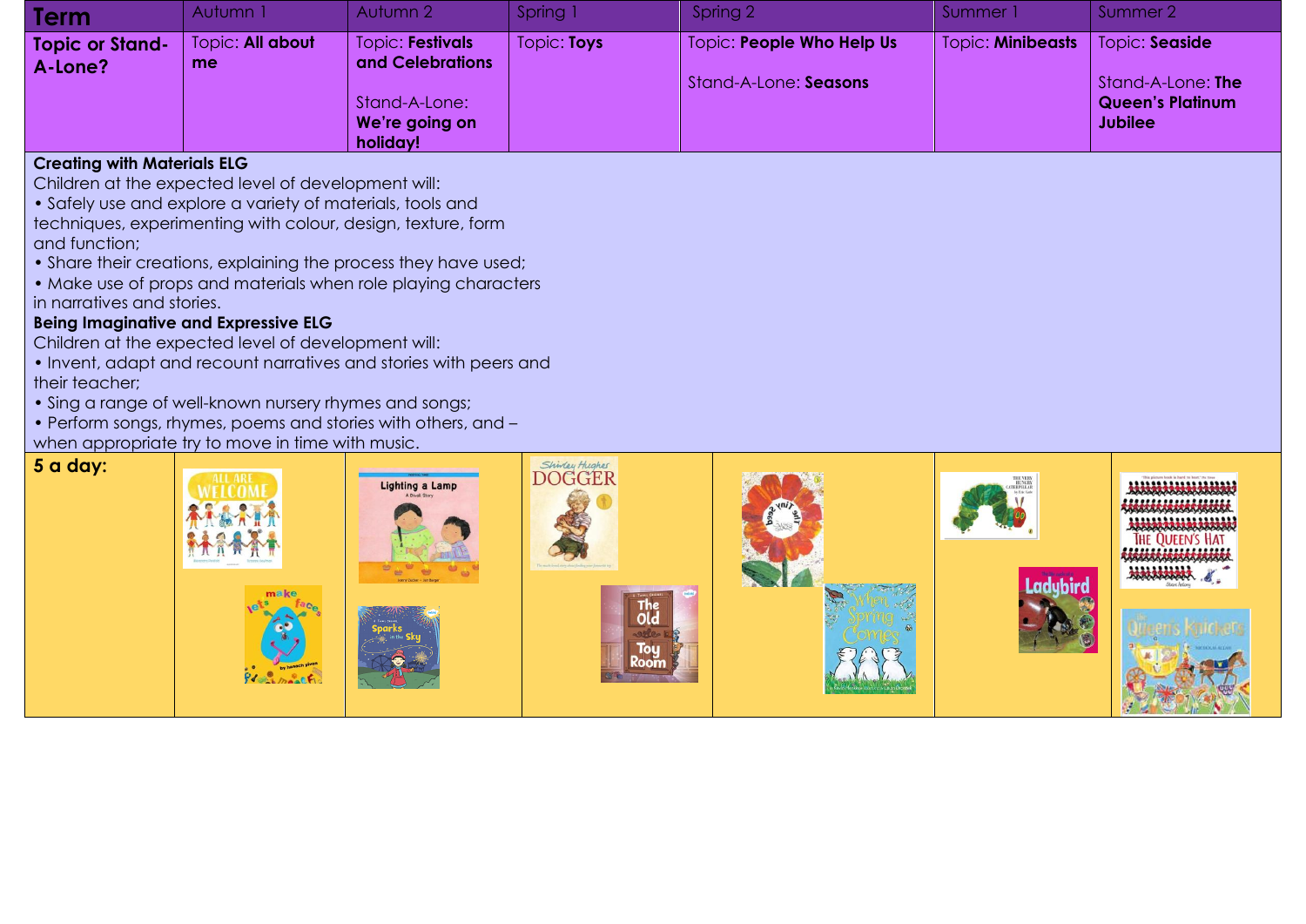| Term | Autumn 1 | Autumn 2 | Spring 1 | Spring 2 | Summer 1 | Summer 2 |
| --- | --- | --- | --- | --- | --- | --- |
| **Topic or Stand-A-Lone?** | Topic: **All about me** | Topic: **Festivals and Celebrations**<br><br>Stand-A-Lone: **We're going on holiday!** | Topic: **Toys** | Topic: **People Who Help Us**<br><br>Stand-A-Lone: **Seasons** | Topic: **Minibeasts** | Topic: **Seaside**<br><br>Stand-A-Lone: **The Queen's Platinum Jubilee** |

**Creating with Materials ELG**

Children at the expected level of development will:

- Safely use and explore a variety of materials, tools and techniques, experimenting with colour, design, texture, form and function;
- Share their creations, explaining the process they have used;
- Make use of props and materials when role playing characters in narratives and stories.

**Being Imaginative and Expressive ELG**

Children at the expected level of development will:

- Invent, adapt and recount narratives and stories with peers and their teacher;
- Sing a range of well-known nursery rhymes and songs;
- Perform songs, rhymes, poems and stories with others, and – when appropriate try to move in time with music.

| **5 a day:** | All Are Welcome<br>Let's Make Faces | Lighting a Lamp: A Diwali Story<br>Sparks in the Sky | Dogger<br>The Old Toy Room | The Tiny Seed<br>When Spring Comes | The Very Hungry Caterpillar<br>Ladybird | The Queen's Hat<br>The Queen's Knickers |
| --- | --- | --- | --- | --- | --- | --- |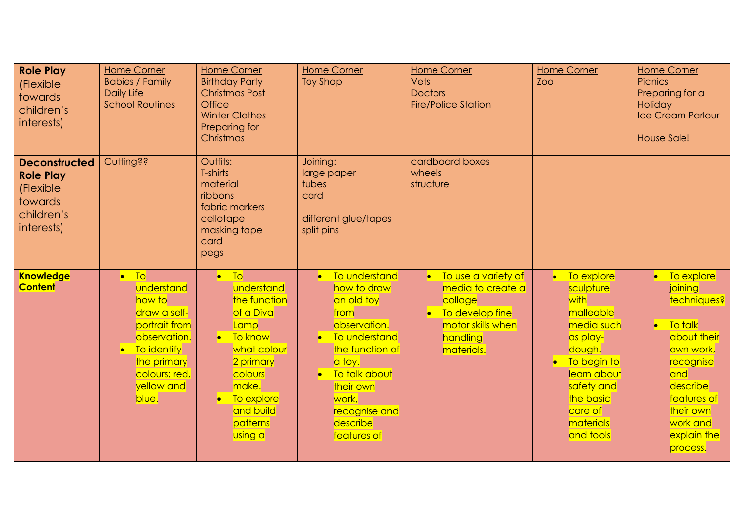| **Role Play** (Flexible towards children's interests) | Home Corner<br>Babies / Family<br>Daily Life<br>School Routines | Home Corner<br>Birthday Party<br>Christmas Post Office<br>Winter Clothes<br>Preparing for Christmas | Home Corner<br>Toy Shop | Home Corner<br>Vets<br>Doctors<br>Fire/Police Station | Home Corner<br>Zoo | Home Corner<br>Picnics<br>Preparing for a Holiday<br>Ice Cream Parlour<br><br>House Sale! |
|---|---|---|---|---|---|---|
| **Deconstructed Role Play** (Flexible towards children's interests) | Cutting?? | Outfits:<br>T-shirts<br>material<br>ribbons<br>fabric markers<br>cellotape<br>masking tape<br>card<br>pegs | Joining:<br>large paper<br>tubes<br>card<br><br>different glue/tapes<br>split pins | cardboard boxes<br>wheels<br>structure | | |
| **Knowledge Content** | • To understand how to draw a self-portrait from observation.<br>• To identify the primary colours: red, yellow and blue. | • To understand the function of a Diva Lamp<br>• To know what colour 2 primary colours make.<br>• To explore and build patterns using a | • To understand how to draw an old toy from observation.<br>• To understand the function of a toy.<br>• To talk about their own work, recognise and describe features of | • To use a variety of media to create a collage<br>• To develop fine motor skills when handling materials. | • To explore sculpture with malleable media such as play-dough.<br>• To begin to learn about safety and the basic care of materials and tools | • To explore joining techniques?<br><br>• To talk about their own work, recognise and describe features of their own work and explain the process. |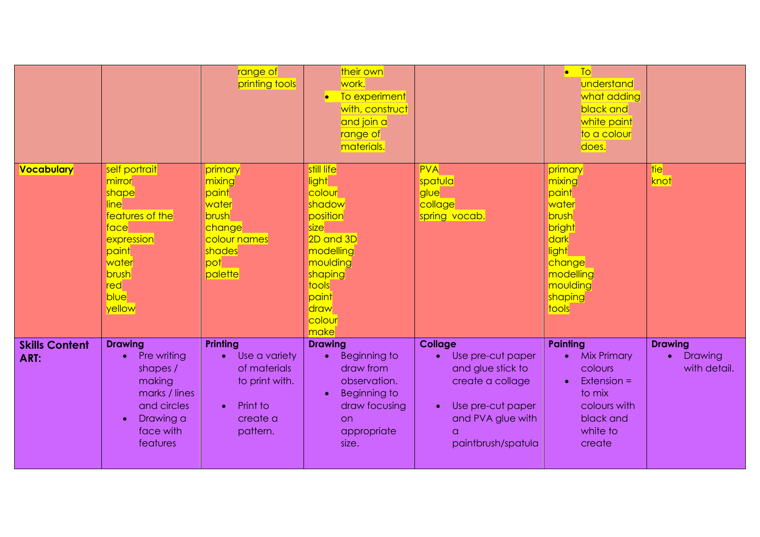| | | | | | | |
|---|---|---|---|---|---|---|
| | | range of printing tools | their own work.<br>• To experiment with, construct and join a range of materials. | | • To understand what adding black and white paint to a colour does. | |
| **Vocabulary** | self portrait<br>mirror<br>shape<br>line<br>features of the face<br>expression<br>paint<br>water<br>brush<br>red<br>blue<br>yellow | primary<br>mixing<br>paint<br>water<br>brush<br>change<br>colour names<br>shades<br>pot<br>palette | still life<br>light<br>colour<br>shadow<br>position<br>size<br>2D and 3D<br>modelling<br>moulding<br>shaping<br>tools<br>paint<br>draw<br>colour<br>make | PVA<br>spatula<br>glue<br>collage<br>spring vocab. | primary<br>mixing<br>paint<br>water<br>brush<br>bright<br>dark<br>light<br>change<br>modelling<br>moulding<br>shaping<br>tools | tie<br>knot |
| **Skills Content ART:** | **Drawing**<br>• Pre writing shapes / making marks / lines and circles<br>• Drawing a face with features | **Printing**<br>• Use a variety of materials to print with.<br>• Print to create a pattern. | **Drawing**<br>• Beginning to draw from observation.<br>• Beginning to draw focusing on appropriate size. | **Collage**<br>• Use pre-cut paper and glue stick to create a collage<br>• Use pre-cut paper and PVA glue with a paintbrush/spatula | **Painting**<br>• Mix Primary colours<br>• Extension = to mix colours with black and white to create | **Drawing**<br>• Drawing with detail. |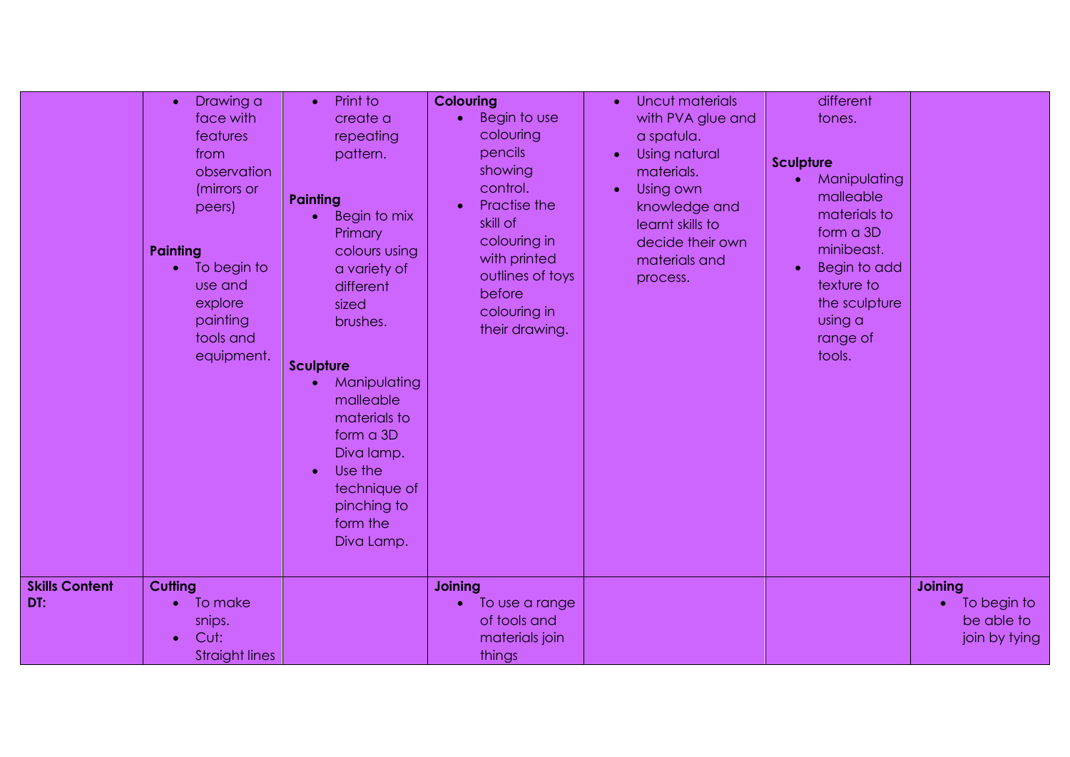| | | | | | | |
|---|---|---|---|---|---|---|
| | • Drawing a face with features from observation (mirrors or peers)<br><br>**Painting**<br>• To begin to use and explore painting tools and equipment. | • Print to create a repeating pattern.<br><br>**Painting**<br>• Begin to mix Primary colours using a variety of different sized brushes.<br><br>**Sculpture**<br>• Manipulating malleable materials to form a 3D Diva lamp.<br>• Use the technique of pinching to form the Diva Lamp. | **Colouring**<br>• Begin to use colouring pencils showing control.<br>• Practise the skill of colouring in with printed outlines of toys before colouring in their drawing. | • Uncut materials with PVA glue and a spatula.<br>• Using natural materials.<br>• Using own knowledge and learnt skills to decide their own materials and process. | different tones.<br><br>**Sculpture**<br>• Manipulating malleable materials to form a 3D minibeast.<br>• Begin to add texture to the sculpture using a range of tools. | |
| **Skills Content DT:** | **Cutting**<br>• To make snips.<br>• Cut: Straight lines | | **Joining**<br>• To use a range of tools and materials join things | | | **Joining**<br>• To begin to be able to join by tying |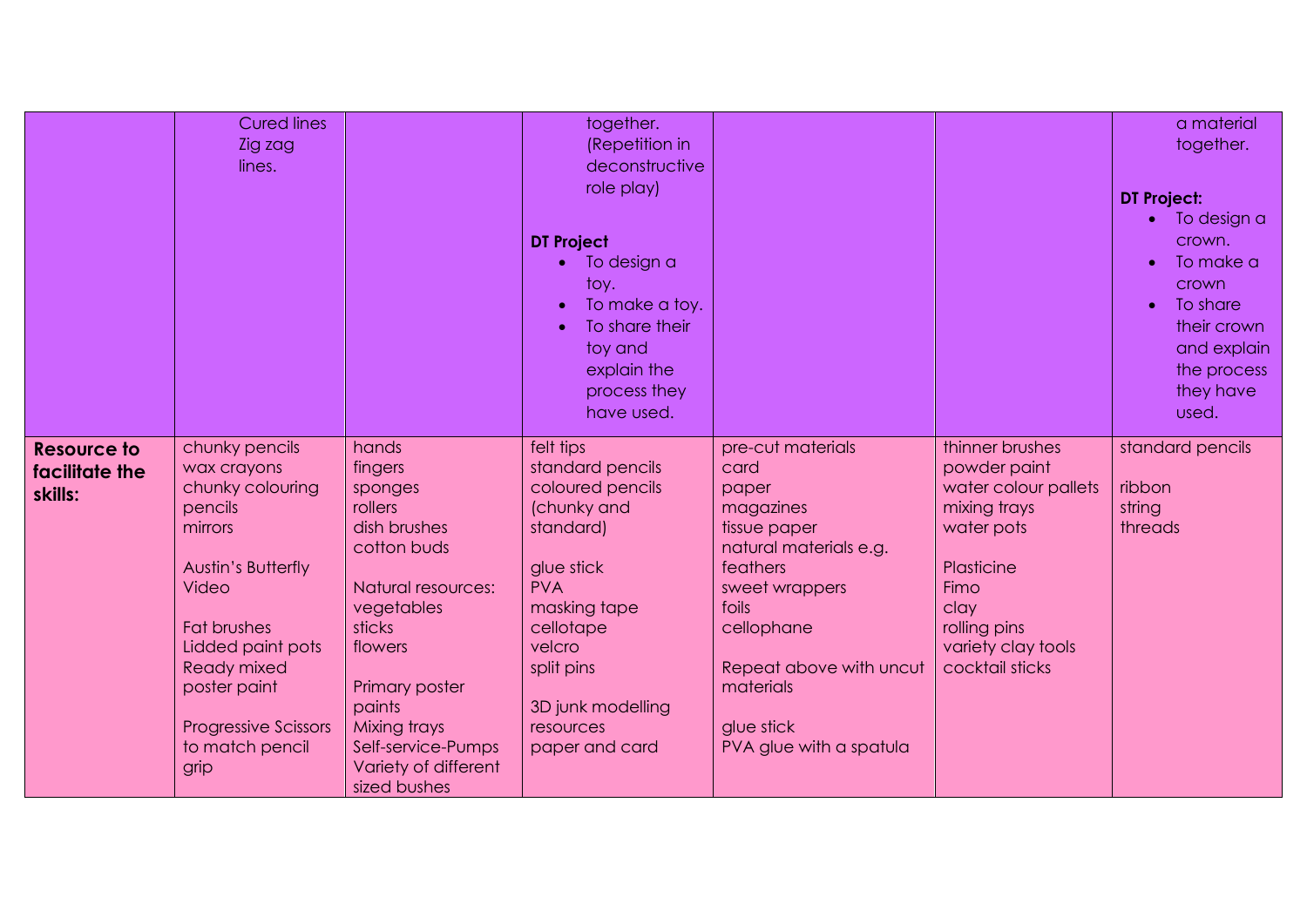| | | | | | | |
|---|---|---|---|---|---|---|
| | Cured lines<br>Zig zag lines. | | together.<br>(Repetition in deconstructive role play)<br><br>**DT Project**<br>• To design a toy.<br>• To make a toy.<br>• To share their toy and explain the process they have used. | | | a material together.<br><br>**DT Project:**<br>• To design a crown.<br>• To make a crown<br>• To share their crown and explain the process they have used. |
| **Resource to facilitate the skills:** | chunky pencils<br>wax crayons<br>chunky colouring pencils<br>mirrors<br><br>Austin's Butterfly Video<br><br>Fat brushes<br>Lidded paint pots<br>Ready mixed poster paint<br><br>Progressive Scissors to match pencil grip | hands<br>fingers<br>sponges<br>rollers<br>dish brushes<br>cotton buds<br><br>Natural resources:<br>vegetables<br>sticks<br>flowers<br><br>Primary poster paints<br>Mixing trays<br>Self-service-Pumps<br>Variety of different sized bushes | felt tips<br>standard pencils<br>coloured pencils (chunky and standard)<br><br>glue stick<br>PVA<br>masking tape<br>cellotape<br>velcro<br>split pins<br><br>3D junk modelling resources<br>paper and card | pre-cut materials<br>card<br>paper<br>magazines<br>tissue paper<br>natural materials e.g. feathers<br>sweet wrappers<br>foils<br>cellophane<br><br>Repeat above with uncut materials<br><br>glue stick<br>PVA glue with a spatula | thinner brushes<br>powder paint<br>water colour pallets<br>mixing trays<br>water pots<br><br>Plasticine<br>Fimo<br>clay<br>rolling pins<br>variety clay tools<br>cocktail sticks | standard pencils<br><br>ribbon<br>string<br>threads |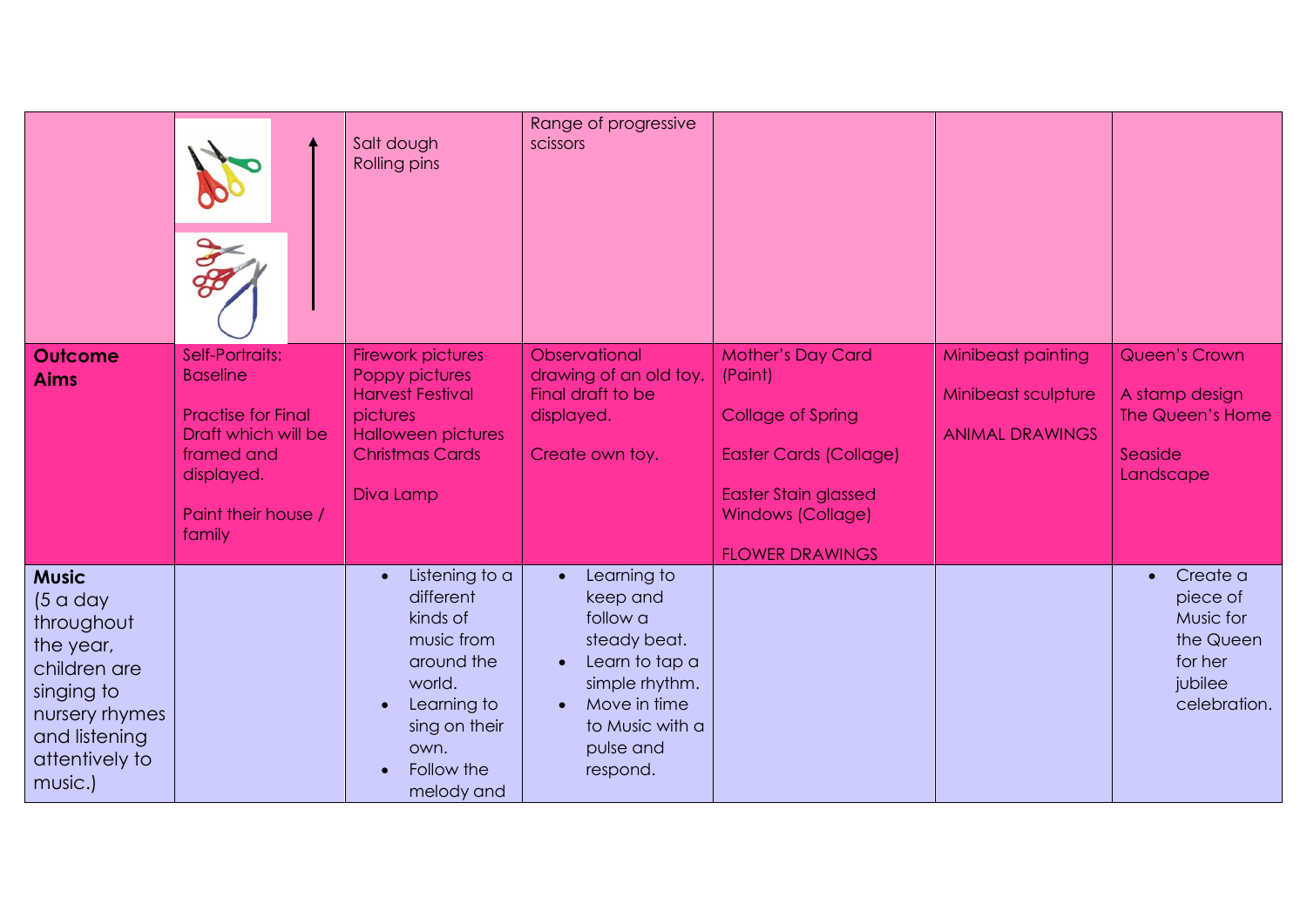| | | | | | | |
|---|---|---|---|---|---|---|
| | | Salt dough<br>Rolling pins | Range of progressive scissors | | | |
| **Outcome Aims** | Self-Portraits: Baseline<br><br>Practise for Final Draft which will be framed and displayed.<br><br>Paint their house / family | Firework pictures<br>Poppy pictures<br>Harvest Festival pictures<br>Halloween pictures<br>Christmas Cards<br><br>Diva Lamp | Observational drawing of an old toy. Final draft to be displayed.<br><br>Create own toy. | Mother's Day Card (Paint)<br><br>Collage of Spring<br><br>Easter Cards (Collage)<br><br>Easter Stain glassed Windows (Collage)<br><br>FLOWER DRAWINGS | Minibeast painting<br><br>Minibeast sculpture<br><br>ANIMAL DRAWINGS | Queen's Crown<br><br>A stamp design<br>The Queen's Home<br><br>Seaside Landscape |
| **Music** (5 a day throughout the year, children are singing to nursery rhymes and listening attentively to music.) | | • Listening to a different kinds of music from around the world.<br>• Learning to sing on their own.<br>• Follow the melody and | • Learning to keep and follow a steady beat.<br>• Learn to tap a simple rhythm.<br>• Move in time to Music with a pulse and respond. | | | • Create a piece of Music for the Queen for her jubilee celebration. |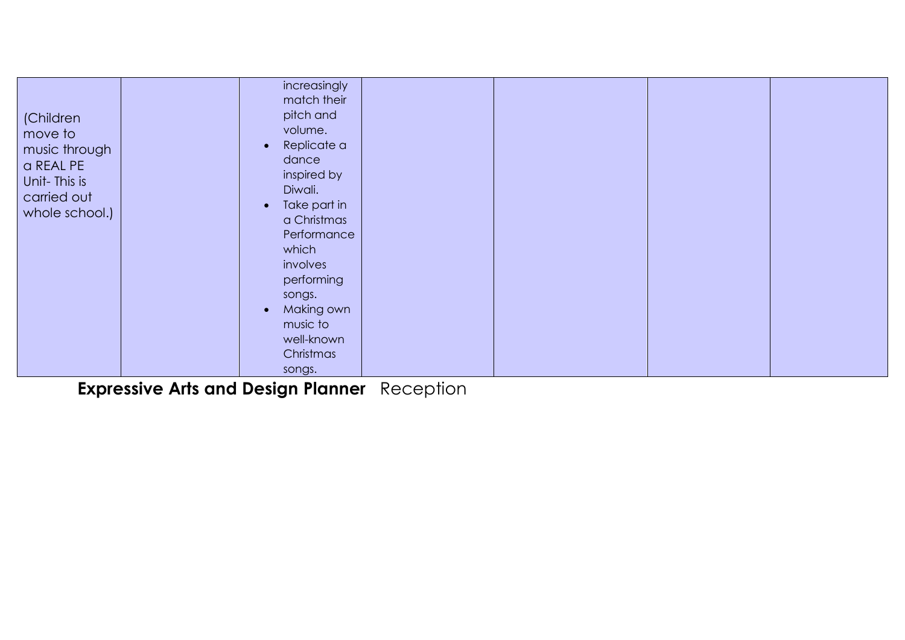| | | | | | | |
|---|---|---|---|---|---|---|
| (Children move to music through a REAL PE Unit- This is carried out whole school.) | | increasingly match their pitch and volume.<br>• Replicate a dance inspired by Diwali.<br>• Take part in a Christmas Performance which involves performing songs.<br>• Making own music to well-known Christmas songs. | | | | |

**Expressive Arts and Design Planner** Reception